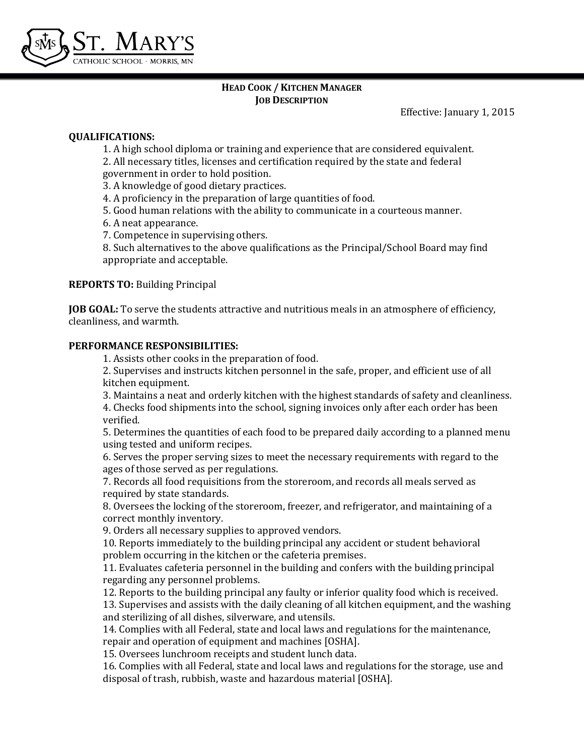ST. MARY'S
CATHOLIC SCHOOL - MORRIS, MN

## HEAD COOK / KITCHEN MANAGER
## JOB DESCRIPTION

Effective: January 1, 2015

**QUALIFICATIONS:**

1. A high school diploma or training and experience that are considered equivalent.
2. All necessary titles, licenses and certification required by the state and federal government in order to hold position.
3. A knowledge of good dietary practices.
4. A proficiency in the preparation of large quantities of food.
5. Good human relations with the ability to communicate in a courteous manner.
6. A neat appearance.
7. Competence in supervising others.
8. Such alternatives to the above qualifications as the Principal/School Board may find appropriate and acceptable.

**REPORTS TO:** Building Principal

**JOB GOAL:** To serve the students attractive and nutritious meals in an atmosphere of efficiency, cleanliness, and warmth.

**PERFORMANCE RESPONSIBILITIES:**

1. Assists other cooks in the preparation of food.
2. Supervises and instructs kitchen personnel in the safe, proper, and efficient use of all kitchen equipment.
3. Maintains a neat and orderly kitchen with the highest standards of safety and cleanliness.
4. Checks food shipments into the school, signing invoices only after each order has been verified.
5. Determines the quantities of each food to be prepared daily according to a planned menu using tested and uniform recipes.
6. Serves the proper serving sizes to meet the necessary requirements with regard to the ages of those served as per regulations.
7. Records all food requisitions from the storeroom, and records all meals served as required by state standards.
8. Oversees the locking of the storeroom, freezer, and refrigerator, and maintaining of a correct monthly inventory.
9. Orders all necessary supplies to approved vendors.
10. Reports immediately to the building principal any accident or student behavioral problem occurring in the kitchen or the cafeteria premises.
11. Evaluates cafeteria personnel in the building and confers with the building principal regarding any personnel problems.
12. Reports to the building principal any faulty or inferior quality food which is received.
13. Supervises and assists with the daily cleaning of all kitchen equipment, and the washing and sterilizing of all dishes, silverware, and utensils.
14. Complies with all Federal, state and local laws and regulations for the maintenance, repair and operation of equipment and machines [OSHA].
15. Oversees lunchroom receipts and student lunch data.
16. Complies with all Federal, state and local laws and regulations for the storage, use and disposal of trash, rubbish, waste and hazardous material [OSHA].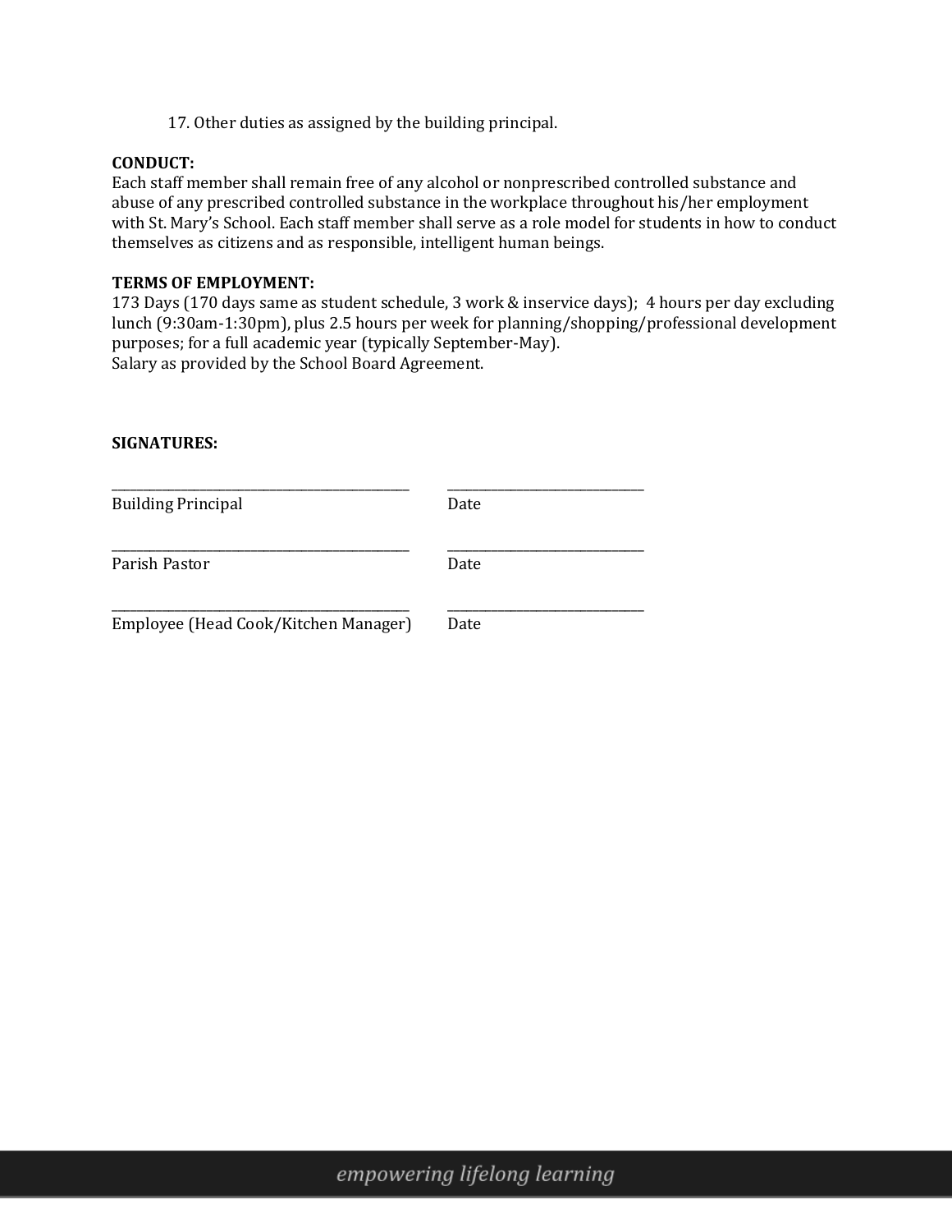17. Other duties as assigned by the building principal.

**CONDUCT:**
Each staff member shall remain free of any alcohol or nonprescribed controlled substance and abuse of any prescribed controlled substance in the workplace throughout his/her employment with St. Mary's School. Each staff member shall serve as a role model for students in how to conduct themselves as citizens and as responsible, intelligent human beings.

**TERMS OF EMPLOYMENT:**
173 Days (170 days same as student schedule, 3 work & inservice days); 4 hours per day excluding lunch (9:30am-1:30pm), plus 2.5 hours per week for planning/shopping/professional development purposes; for a full academic year (typically September-May).
Salary as provided by the School Board Agreement.

**SIGNATURES:**

| | |
|---|---|
| ______________________________ | ______________________ |
| Building Principal | Date |
| ______________________________ | ______________________ |
| Parish Pastor | Date |
| ______________________________ | ______________________ |
| Employee (Head Cook/Kitchen Manager) | Date |